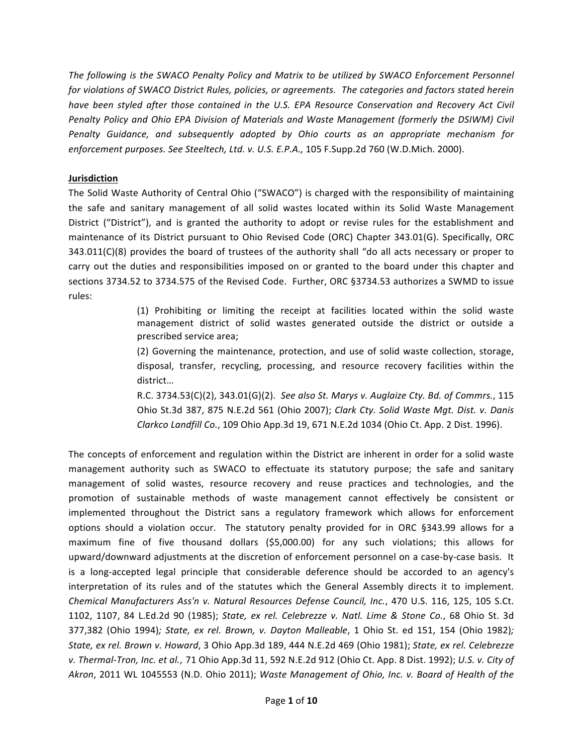*The following is the SWACO Penalty Policy and Matrix to be utilized by SWACO Enforcement Personnel for violations of SWACO District Rules, policies, or agreements. The categories and factors stated herein have been styled after those contained in the U.S. EPA Resource Conservation and Recovery Act Civil Penalty Policy and Ohio EPA Division of Materials and Waste Management (formerly the DSIWM) Civil Penalty Guidance, and subsequently adopted by Ohio courts as an appropriate mechanism for enforcement purposes. See Steeltech, Ltd. v. U.S. E.P.A.,* 105 F.Supp.2d 760 (W.D.Mich. 2000).

**Jurisdiction**

The Solid Waste Authority of Central Ohio ("SWACO") is charged with the responsibility of maintaining the safe and sanitary management of all solid wastes located within its Solid Waste Management District ("District"), and is granted the authority to adopt or revise rules for the establishment and maintenance of its District pursuant to Ohio Revised Code (ORC) Chapter 343.01(G). Specifically, ORC 343.011(C)(8) provides the board of trustees of the authority shall "do all acts necessary or proper to carry out the duties and responsibilities imposed on or granted to the board under this chapter and sections 3734.52 to 3734.575 of the Revised Code. Further, ORC §3734.53 authorizes a SWMD to issue rules:

> (1) Prohibiting or limiting the receipt at facilities located within the solid waste management district of solid wastes generated outside the district or outside a prescribed service area;
>
> (2) Governing the maintenance, protection, and use of solid waste collection, storage, disposal, transfer, recycling, processing, and resource recovery facilities within the district…
>
> R.C. 3734.53(C)(2), 343.01(G)(2). *See also St. Marys v. Auglaize Cty. Bd. of Commrs.*, 115 Ohio St.3d 387, 875 N.E.2d 561 (Ohio 2007); *Clark Cty. Solid Waste Mgt. Dist. v. Danis Clarkco Landfill Co.*, 109 Ohio App.3d 19, 671 N.E.2d 1034 (Ohio Ct. App. 2 Dist. 1996).

The concepts of enforcement and regulation within the District are inherent in order for a solid waste management authority such as SWACO to effectuate its statutory purpose; the safe and sanitary management of solid wastes, resource recovery and reuse practices and technologies, and the promotion of sustainable methods of waste management cannot effectively be consistent or implemented throughout the District sans a regulatory framework which allows for enforcement options should a violation occur. The statutory penalty provided for in ORC §343.99 allows for a maximum fine of five thousand dollars ($5,000.00) for any such violations; this allows for upward/downward adjustments at the discretion of enforcement personnel on a case-by-case basis. It is a long-accepted legal principle that considerable deference should be accorded to an agency's interpretation of its rules and of the statutes which the General Assembly directs it to implement. *Chemical Manufacturers Ass'n v. Natural Resources Defense Council, Inc.*, 470 U.S. 116, 125, 105 S.Ct. 1102, 1107, 84 L.Ed.2d 90 (1985); *State, ex rel. Celebrezze v. Natl. Lime & Stone Co.*, 68 Ohio St. 3d 377,382 (Ohio 1994)*; State, ex rel. Brown, v. Dayton Malleable*, 1 Ohio St. ed 151, 154 (Ohio 1982)*; State, ex rel. Brown v. Howard*, 3 Ohio App.3d 189, 444 N.E.2d 469 (Ohio 1981); *State, ex rel. Celebrezze v. Thermal-Tron, Inc. et al.*, 71 Ohio App.3d 11, 592 N.E.2d 912 (Ohio Ct. App. 8 Dist. 1992); *U.S. v. City of Akron*, 2011 WL 1045553 (N.D. Ohio 2011); *Waste Management of Ohio, Inc. v. Board of Health of the*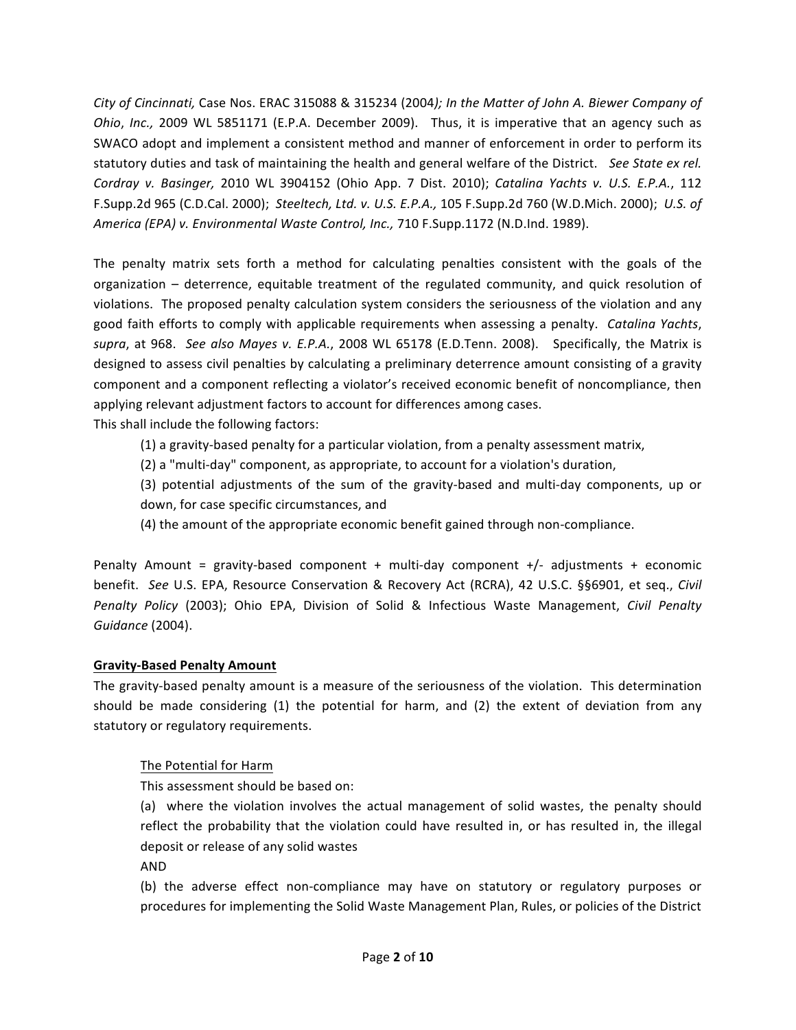*City of Cincinnati,* Case Nos. ERAC 315088 & 315234 (2004*); In the Matter of John A. Biewer Company of Ohio*, *Inc.,* 2009 WL 5851171 (E.P.A. December 2009). Thus, it is imperative that an agency such as SWACO adopt and implement a consistent method and manner of enforcement in order to perform its statutory duties and task of maintaining the health and general welfare of the District. *See State ex rel. Cordray v. Basinger,* 2010 WL 3904152 (Ohio App. 7 Dist. 2010); *Catalina Yachts v. U.S. E.P.A.*, 112 F.Supp.2d 965 (C.D.Cal. 2000); *Steeltech, Ltd. v. U.S. E.P.A.,* 105 F.Supp.2d 760 (W.D.Mich. 2000); *U.S. of America (EPA) v. Environmental Waste Control, Inc.,* 710 F.Supp.1172 (N.D.Ind. 1989).

The penalty matrix sets forth a method for calculating penalties consistent with the goals of the organization – deterrence, equitable treatment of the regulated community, and quick resolution of violations. The proposed penalty calculation system considers the seriousness of the violation and any good faith efforts to comply with applicable requirements when assessing a penalty. *Catalina Yachts*, *supra*, at 968. *See also Mayes v. E.P.A.*, 2008 WL 65178 (E.D.Tenn. 2008). Specifically, the Matrix is designed to assess civil penalties by calculating a preliminary deterrence amount consisting of a gravity component and a component reflecting a violator's received economic benefit of noncompliance, then applying relevant adjustment factors to account for differences among cases.
This shall include the following factors:

(1) a gravity-based penalty for a particular violation, from a penalty assessment matrix,

(2) a "multi-day" component, as appropriate, to account for a violation's duration,

(3) potential adjustments of the sum of the gravity-based and multi-day components, up or down, for case specific circumstances, and

(4) the amount of the appropriate economic benefit gained through non-compliance.

Penalty Amount = gravity-based component + multi-day component +/- adjustments + economic benefit. *See* U.S. EPA, Resource Conservation & Recovery Act (RCRA), 42 U.S.C. §§6901, et seq., *Civil Penalty Policy* (2003); Ohio EPA, Division of Solid & Infectious Waste Management, *Civil Penalty Guidance* (2004).

**<u>Gravity-Based Penalty Amount</u>**

The gravity-based penalty amount is a measure of the seriousness of the violation. This determination should be made considering (1) the potential for harm, and (2) the extent of deviation from any statutory or regulatory requirements.

<u>The Potential for Harm</u>

This assessment should be based on:

(a) where the violation involves the actual management of solid wastes, the penalty should reflect the probability that the violation could have resulted in, or has resulted in, the illegal deposit or release of any solid wastes

AND

(b) the adverse effect non-compliance may have on statutory or regulatory purposes or procedures for implementing the Solid Waste Management Plan, Rules, or policies of the District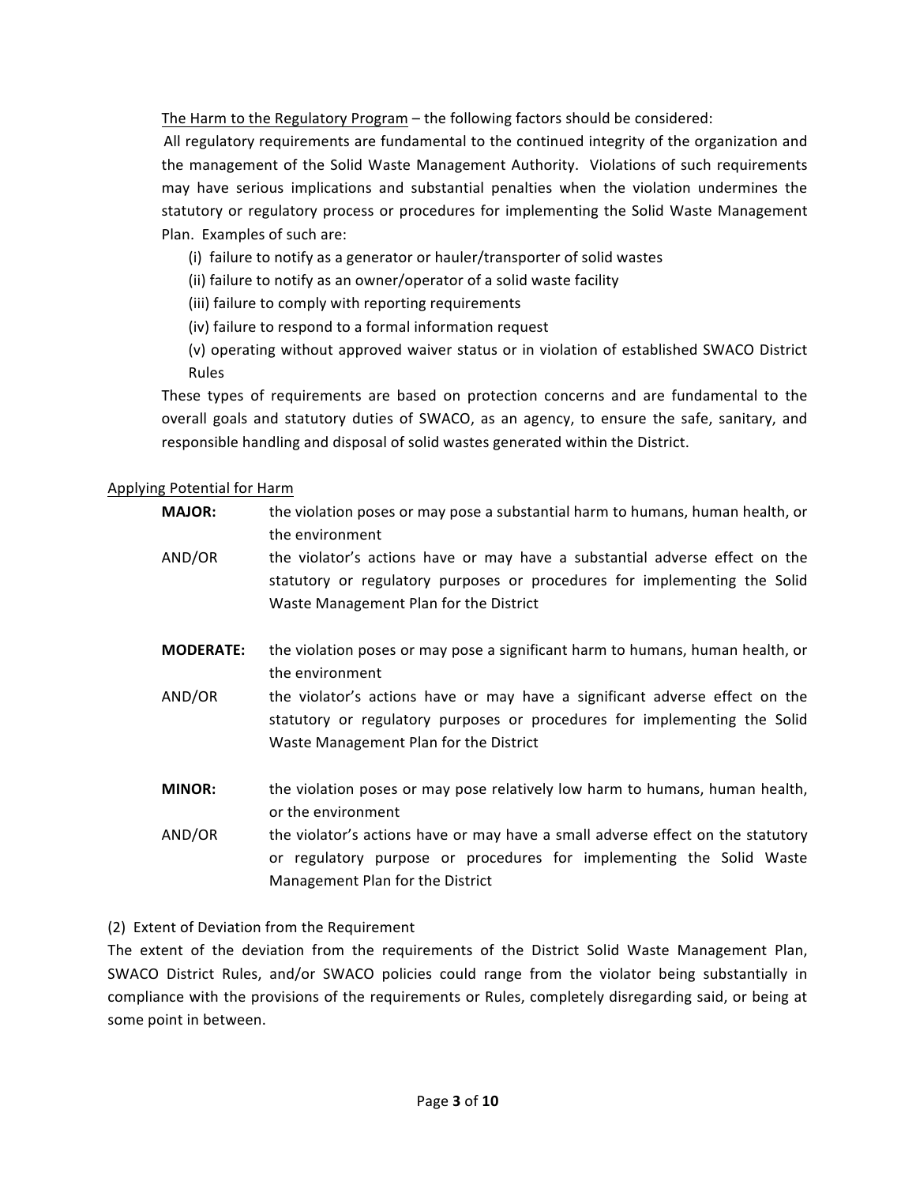The Harm to the Regulatory Program – the following factors should be considered:

All regulatory requirements are fundamental to the continued integrity of the organization and the management of the Solid Waste Management Authority. Violations of such requirements may have serious implications and substantial penalties when the violation undermines the statutory or regulatory process or procedures for implementing the Solid Waste Management Plan. Examples of such are:

(i) failure to notify as a generator or hauler/transporter of solid wastes

(ii) failure to notify as an owner/operator of a solid waste facility

(iii) failure to comply with reporting requirements

(iv) failure to respond to a formal information request

(v) operating without approved waiver status or in violation of established SWACO District Rules

These types of requirements are based on protection concerns and are fundamental to the overall goals and statutory duties of SWACO, as an agency, to ensure the safe, sanitary, and responsible handling and disposal of solid wastes generated within the District.

Applying Potential for Harm

| | |
|---|---|
| **MAJOR:** | the violation poses or may pose a substantial harm to humans, human health, or the environment |
| AND/OR | the violator's actions have or may have a substantial adverse effect on the statutory or regulatory purposes or procedures for implementing the Solid Waste Management Plan for the District |
| **MODERATE:** | the violation poses or may pose a significant harm to humans, human health, or the environment |
| AND/OR | the violator's actions have or may have a significant adverse effect on the statutory or regulatory purposes or procedures for implementing the Solid Waste Management Plan for the District |
| **MINOR:** | the violation poses or may pose relatively low harm to humans, human health, or the environment |
| AND/OR | the violator's actions have or may have a small adverse effect on the statutory or regulatory purpose or procedures for implementing the Solid Waste Management Plan for the District |

(2) Extent of Deviation from the Requirement

The extent of the deviation from the requirements of the District Solid Waste Management Plan, SWACO District Rules, and/or SWACO policies could range from the violator being substantially in compliance with the provisions of the requirements or Rules, completely disregarding said, or being at some point in between.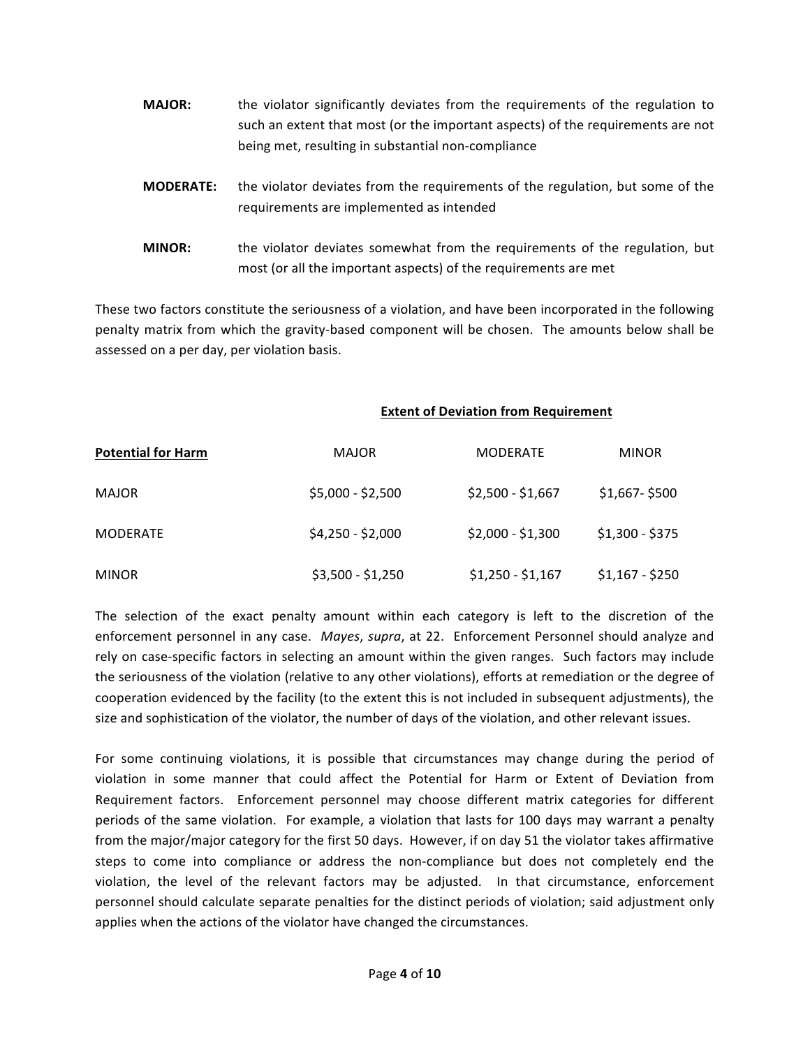**MAJOR:** the violator significantly deviates from the requirements of the regulation to such an extent that most (or the important aspects) of the requirements are not being met, resulting in substantial non-compliance

**MODERATE:** the violator deviates from the requirements of the regulation, but some of the requirements are implemented as intended

**MINOR:** the violator deviates somewhat from the requirements of the regulation, but most (or all the important aspects) of the requirements are met

These two factors constitute the seriousness of a violation, and have been incorporated in the following penalty matrix from which the gravity-based component will be chosen. The amounts below shall be assessed on a per day, per violation basis.

| | **Extent of Deviation from Requirement** | | |
|---|---|---|---|
| **Potential for Harm** | MAJOR | MODERATE | MINOR |
| MAJOR | $5,000 - $2,500 | $2,500 - $1,667 | $1,667- $500 |
| MODERATE | $4,250 - $2,000 | $2,000 - $1,300 | $1,300 - $375 |
| MINOR | $3,500 - $1,250 | $1,250 - $1,167 | $1,167 - $250 |

The selection of the exact penalty amount within each category is left to the discretion of the enforcement personnel in any case. *Mayes*, *supra*, at 22. Enforcement Personnel should analyze and rely on case-specific factors in selecting an amount within the given ranges. Such factors may include the seriousness of the violation (relative to any other violations), efforts at remediation or the degree of cooperation evidenced by the facility (to the extent this is not included in subsequent adjustments), the size and sophistication of the violator, the number of days of the violation, and other relevant issues.

For some continuing violations, it is possible that circumstances may change during the period of violation in some manner that could affect the Potential for Harm or Extent of Deviation from Requirement factors. Enforcement personnel may choose different matrix categories for different periods of the same violation. For example, a violation that lasts for 100 days may warrant a penalty from the major/major category for the first 50 days. However, if on day 51 the violator takes affirmative steps to come into compliance or address the non-compliance but does not completely end the violation, the level of the relevant factors may be adjusted. In that circumstance, enforcement personnel should calculate separate penalties for the distinct periods of violation; said adjustment only applies when the actions of the violator have changed the circumstances.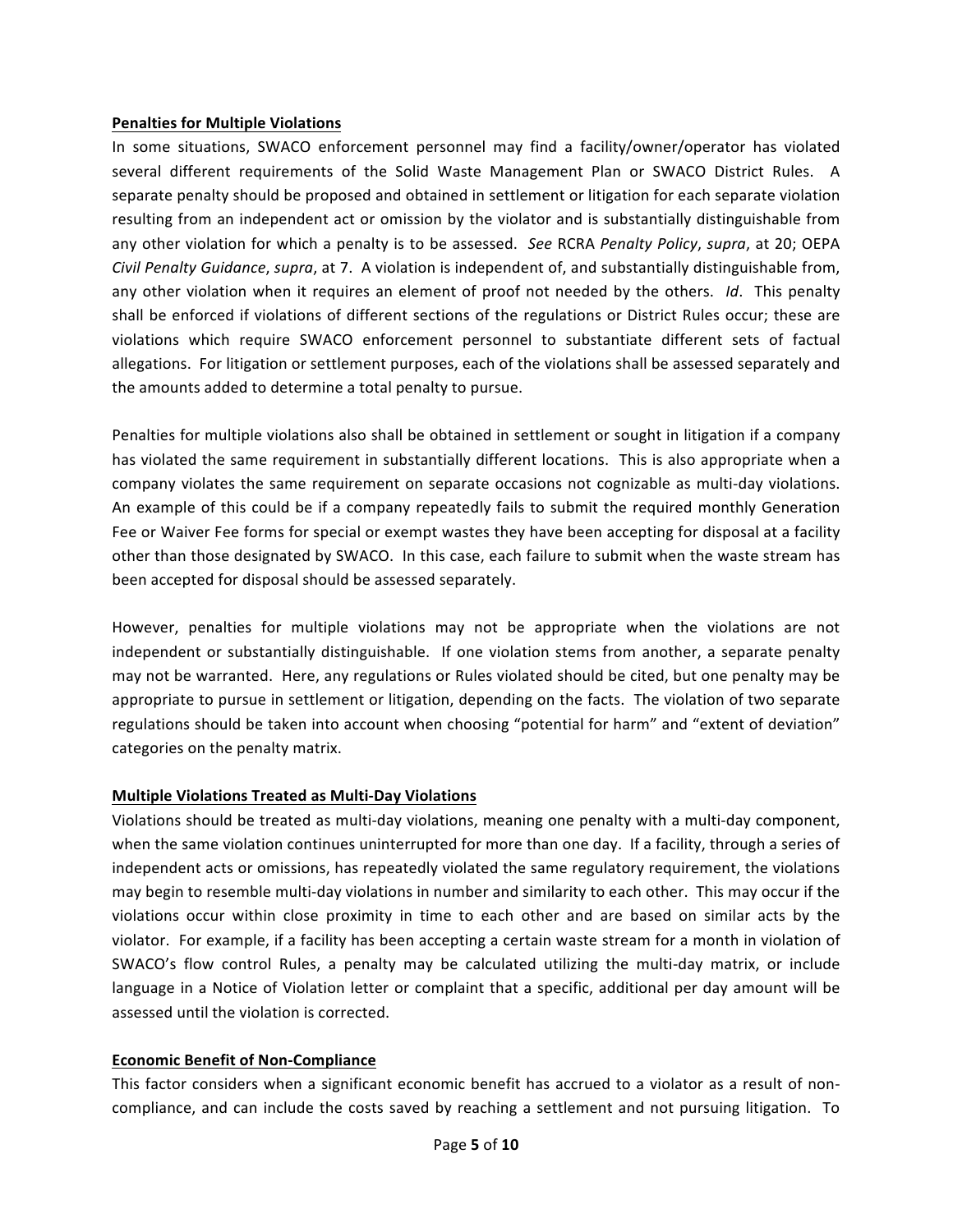**Penalties for Multiple Violations**

In some situations, SWACO enforcement personnel may find a facility/owner/operator has violated several different requirements of the Solid Waste Management Plan or SWACO District Rules. A separate penalty should be proposed and obtained in settlement or litigation for each separate violation resulting from an independent act or omission by the violator and is substantially distinguishable from any other violation for which a penalty is to be assessed. *See* RCRA *Penalty Policy*, *supra*, at 20; OEPA *Civil Penalty Guidance*, *supra*, at 7. A violation is independent of, and substantially distinguishable from, any other violation when it requires an element of proof not needed by the others. *Id*. This penalty shall be enforced if violations of different sections of the regulations or District Rules occur; these are violations which require SWACO enforcement personnel to substantiate different sets of factual allegations. For litigation or settlement purposes, each of the violations shall be assessed separately and the amounts added to determine a total penalty to pursue.

Penalties for multiple violations also shall be obtained in settlement or sought in litigation if a company has violated the same requirement in substantially different locations. This is also appropriate when a company violates the same requirement on separate occasions not cognizable as multi-day violations. An example of this could be if a company repeatedly fails to submit the required monthly Generation Fee or Waiver Fee forms for special or exempt wastes they have been accepting for disposal at a facility other than those designated by SWACO. In this case, each failure to submit when the waste stream has been accepted for disposal should be assessed separately.

However, penalties for multiple violations may not be appropriate when the violations are not independent or substantially distinguishable. If one violation stems from another, a separate penalty may not be warranted. Here, any regulations or Rules violated should be cited, but one penalty may be appropriate to pursue in settlement or litigation, depending on the facts. The violation of two separate regulations should be taken into account when choosing "potential for harm" and "extent of deviation" categories on the penalty matrix.

**Multiple Violations Treated as Multi-Day Violations**

Violations should be treated as multi-day violations, meaning one penalty with a multi-day component, when the same violation continues uninterrupted for more than one day. If a facility, through a series of independent acts or omissions, has repeatedly violated the same regulatory requirement, the violations may begin to resemble multi-day violations in number and similarity to each other. This may occur if the violations occur within close proximity in time to each other and are based on similar acts by the violator. For example, if a facility has been accepting a certain waste stream for a month in violation of SWACO's flow control Rules, a penalty may be calculated utilizing the multi-day matrix, or include language in a Notice of Violation letter or complaint that a specific, additional per day amount will be assessed until the violation is corrected.

**Economic Benefit of Non-Compliance**

This factor considers when a significant economic benefit has accrued to a violator as a result of non-compliance, and can include the costs saved by reaching a settlement and not pursuing litigation. To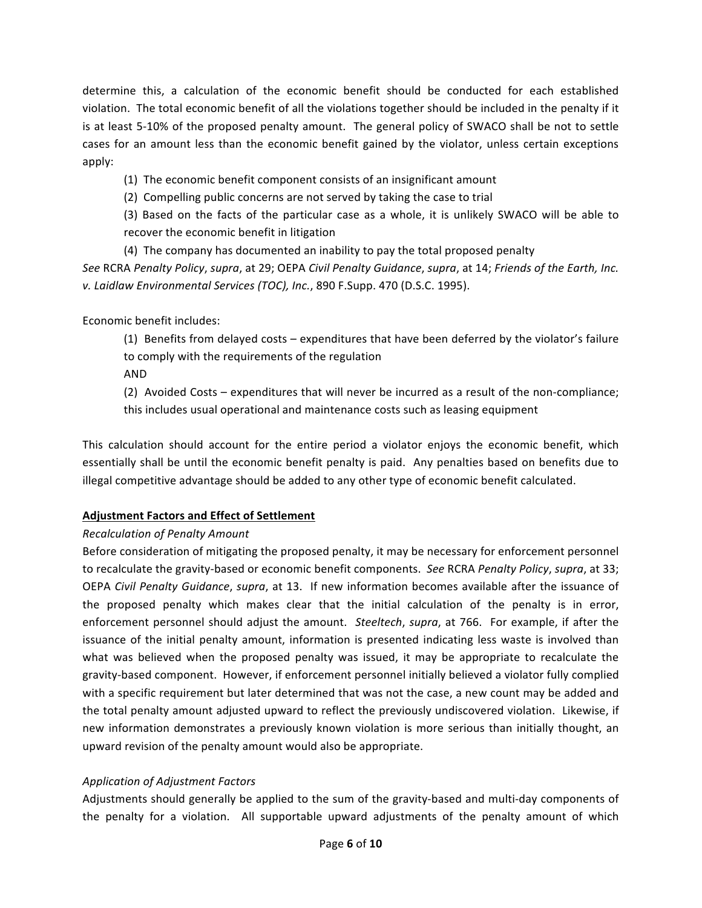determine this, a calculation of the economic benefit should be conducted for each established violation. The total economic benefit of all the violations together should be included in the penalty if it is at least 5-10% of the proposed penalty amount. The general policy of SWACO shall be not to settle cases for an amount less than the economic benefit gained by the violator, unless certain exceptions apply:

> (1) The economic benefit component consists of an insignificant amount
>
> (2) Compelling public concerns are not served by taking the case to trial
>
> (3) Based on the facts of the particular case as a whole, it is unlikely SWACO will be able to recover the economic benefit in litigation
>
> (4) The company has documented an inability to pay the total proposed penalty

*See* RCRA *Penalty Policy*, *supra*, at 29; OEPA *Civil Penalty Guidance*, *supra*, at 14; *Friends of the Earth, Inc. v. Laidlaw Environmental Services (TOC), Inc.*, 890 F.Supp. 470 (D.S.C. 1995).

Economic benefit includes:

> (1) Benefits from delayed costs – expenditures that have been deferred by the violator's failure to comply with the requirements of the regulation
>
> AND
>
> (2) Avoided Costs – expenditures that will never be incurred as a result of the non-compliance; this includes usual operational and maintenance costs such as leasing equipment

This calculation should account for the entire period a violator enjoys the economic benefit, which essentially shall be until the economic benefit penalty is paid. Any penalties based on benefits due to illegal competitive advantage should be added to any other type of economic benefit calculated.

**Adjustment Factors and Effect of Settlement**

*Recalculation of Penalty Amount*

Before consideration of mitigating the proposed penalty, it may be necessary for enforcement personnel to recalculate the gravity-based or economic benefit components. *See* RCRA *Penalty Policy*, *supra*, at 33; OEPA *Civil Penalty Guidance*, *supra*, at 13. If new information becomes available after the issuance of the proposed penalty which makes clear that the initial calculation of the penalty is in error, enforcement personnel should adjust the amount. *Steeltech*, *supra*, at 766. For example, if after the issuance of the initial penalty amount, information is presented indicating less waste is involved than what was believed when the proposed penalty was issued, it may be appropriate to recalculate the gravity-based component. However, if enforcement personnel initially believed a violator fully complied with a specific requirement but later determined that was not the case, a new count may be added and the total penalty amount adjusted upward to reflect the previously undiscovered violation. Likewise, if new information demonstrates a previously known violation is more serious than initially thought, an upward revision of the penalty amount would also be appropriate.

*Application of Adjustment Factors*

Adjustments should generally be applied to the sum of the gravity-based and multi-day components of the penalty for a violation. All supportable upward adjustments of the penalty amount of which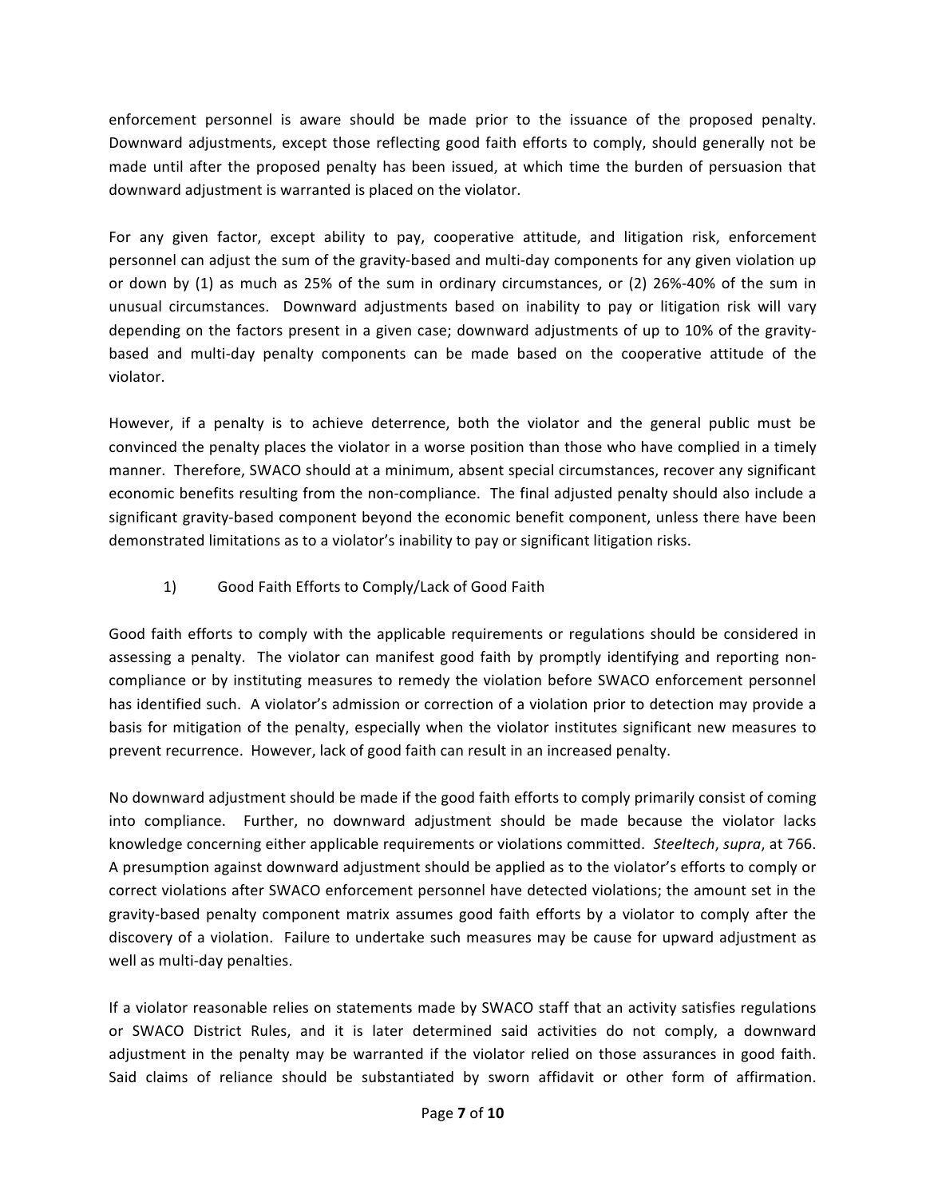enforcement personnel is aware should be made prior to the issuance of the proposed penalty. Downward adjustments, except those reflecting good faith efforts to comply, should generally not be made until after the proposed penalty has been issued, at which time the burden of persuasion that downward adjustment is warranted is placed on the violator.

For any given factor, except ability to pay, cooperative attitude, and litigation risk, enforcement personnel can adjust the sum of the gravity-based and multi-day components for any given violation up or down by (1) as much as 25% of the sum in ordinary circumstances, or (2) 26%-40% of the sum in unusual circumstances. Downward adjustments based on inability to pay or litigation risk will vary depending on the factors present in a given case; downward adjustments of up to 10% of the gravity-based and multi-day penalty components can be made based on the cooperative attitude of the violator.

However, if a penalty is to achieve deterrence, both the violator and the general public must be convinced the penalty places the violator in a worse position than those who have complied in a timely manner. Therefore, SWACO should at a minimum, absent special circumstances, recover any significant economic benefits resulting from the non-compliance. The final adjusted penalty should also include a significant gravity-based component beyond the economic benefit component, unless there have been demonstrated limitations as to a violator's inability to pay or significant litigation risks.

1) Good Faith Efforts to Comply/Lack of Good Faith

Good faith efforts to comply with the applicable requirements or regulations should be considered in assessing a penalty. The violator can manifest good faith by promptly identifying and reporting non-compliance or by instituting measures to remedy the violation before SWACO enforcement personnel has identified such. A violator's admission or correction of a violation prior to detection may provide a basis for mitigation of the penalty, especially when the violator institutes significant new measures to prevent recurrence. However, lack of good faith can result in an increased penalty.

No downward adjustment should be made if the good faith efforts to comply primarily consist of coming into compliance. Further, no downward adjustment should be made because the violator lacks knowledge concerning either applicable requirements or violations committed. *Steeltech*, *supra*, at 766. A presumption against downward adjustment should be applied as to the violator's efforts to comply or correct violations after SWACO enforcement personnel have detected violations; the amount set in the gravity-based penalty component matrix assumes good faith efforts by a violator to comply after the discovery of a violation. Failure to undertake such measures may be cause for upward adjustment as well as multi-day penalties.

If a violator reasonable relies on statements made by SWACO staff that an activity satisfies regulations or SWACO District Rules, and it is later determined said activities do not comply, a downward adjustment in the penalty may be warranted if the violator relied on those assurances in good faith. Said claims of reliance should be substantiated by sworn affidavit or other form of affirmation.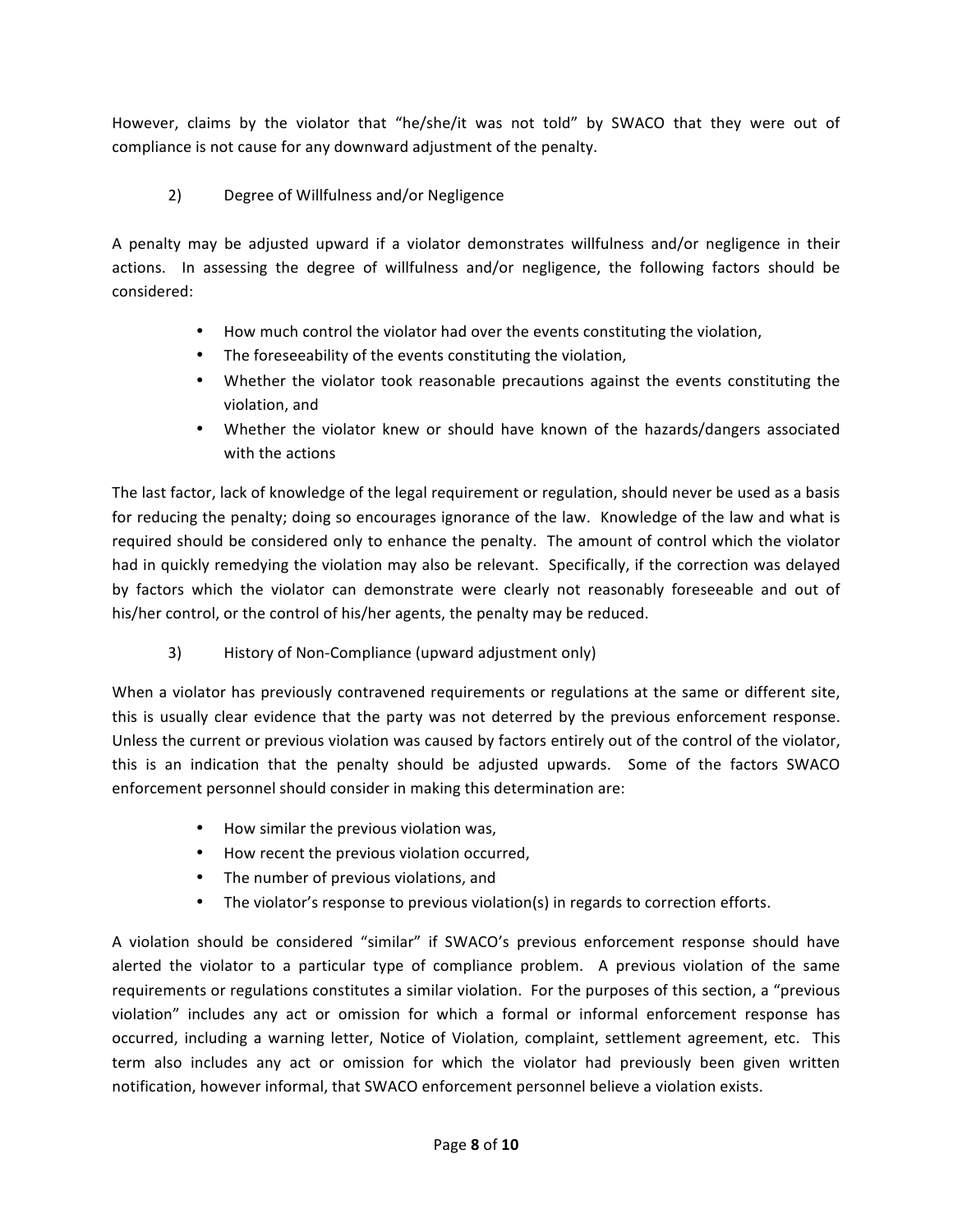However, claims by the violator that "he/she/it was not told" by SWACO that they were out of compliance is not cause for any downward adjustment of the penalty.

### 2) Degree of Willfulness and/or Negligence

A penalty may be adjusted upward if a violator demonstrates willfulness and/or negligence in their actions. In assessing the degree of willfulness and/or negligence, the following factors should be considered:

- How much control the violator had over the events constituting the violation,
- The foreseeability of the events constituting the violation,
- Whether the violator took reasonable precautions against the events constituting the violation, and
- Whether the violator knew or should have known of the hazards/dangers associated with the actions

The last factor, lack of knowledge of the legal requirement or regulation, should never be used as a basis for reducing the penalty; doing so encourages ignorance of the law. Knowledge of the law and what is required should be considered only to enhance the penalty. The amount of control which the violator had in quickly remedying the violation may also be relevant. Specifically, if the correction was delayed by factors which the violator can demonstrate were clearly not reasonably foreseeable and out of his/her control, or the control of his/her agents, the penalty may be reduced.

### 3) History of Non-Compliance (upward adjustment only)

When a violator has previously contravened requirements or regulations at the same or different site, this is usually clear evidence that the party was not deterred by the previous enforcement response. Unless the current or previous violation was caused by factors entirely out of the control of the violator, this is an indication that the penalty should be adjusted upwards. Some of the factors SWACO enforcement personnel should consider in making this determination are:

- How similar the previous violation was,
- How recent the previous violation occurred,
- The number of previous violations, and
- The violator's response to previous violation(s) in regards to correction efforts.

A violation should be considered "similar" if SWACO's previous enforcement response should have alerted the violator to a particular type of compliance problem. A previous violation of the same requirements or regulations constitutes a similar violation. For the purposes of this section, a "previous violation" includes any act or omission for which a formal or informal enforcement response has occurred, including a warning letter, Notice of Violation, complaint, settlement agreement, etc. This term also includes any act or omission for which the violator had previously been given written notification, however informal, that SWACO enforcement personnel believe a violation exists.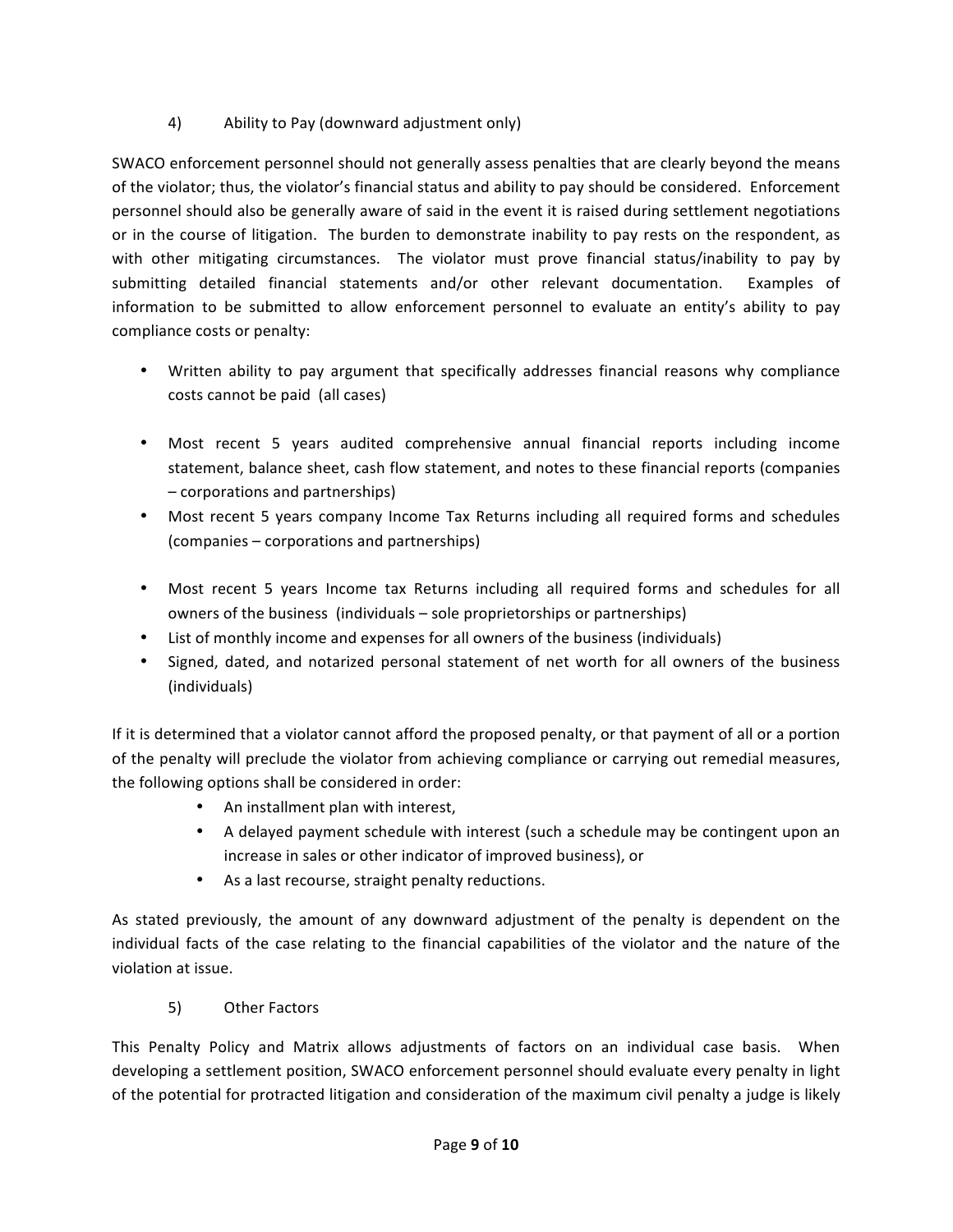4) Ability to Pay (downward adjustment only)

SWACO enforcement personnel should not generally assess penalties that are clearly beyond the means of the violator; thus, the violator's financial status and ability to pay should be considered. Enforcement personnel should also be generally aware of said in the event it is raised during settlement negotiations or in the course of litigation. The burden to demonstrate inability to pay rests on the respondent, as with other mitigating circumstances. The violator must prove financial status/inability to pay by submitting detailed financial statements and/or other relevant documentation. Examples of information to be submitted to allow enforcement personnel to evaluate an entity's ability to pay compliance costs or penalty:

- Written ability to pay argument that specifically addresses financial reasons why compliance costs cannot be paid (all cases)
- Most recent 5 years audited comprehensive annual financial reports including income statement, balance sheet, cash flow statement, and notes to these financial reports (companies – corporations and partnerships)
- Most recent 5 years company Income Tax Returns including all required forms and schedules (companies – corporations and partnerships)
- Most recent 5 years Income tax Returns including all required forms and schedules for all owners of the business (individuals – sole proprietorships or partnerships)
- List of monthly income and expenses for all owners of the business (individuals)
- Signed, dated, and notarized personal statement of net worth for all owners of the business (individuals)

If it is determined that a violator cannot afford the proposed penalty, or that payment of all or a portion of the penalty will preclude the violator from achieving compliance or carrying out remedial measures, the following options shall be considered in order:

- An installment plan with interest,
- A delayed payment schedule with interest (such a schedule may be contingent upon an increase in sales or other indicator of improved business), or
- As a last recourse, straight penalty reductions.

As stated previously, the amount of any downward adjustment of the penalty is dependent on the individual facts of the case relating to the financial capabilities of the violator and the nature of the violation at issue.

5) Other Factors

This Penalty Policy and Matrix allows adjustments of factors on an individual case basis. When developing a settlement position, SWACO enforcement personnel should evaluate every penalty in light of the potential for protracted litigation and consideration of the maximum civil penalty a judge is likely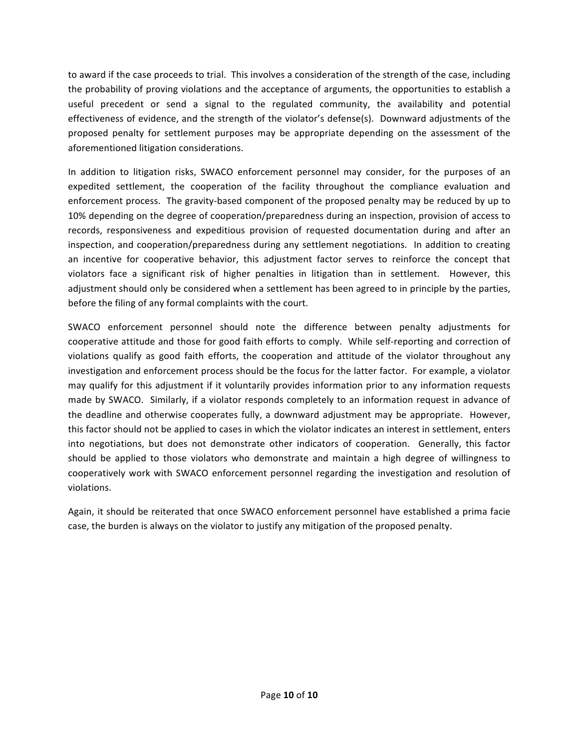to award if the case proceeds to trial. This involves a consideration of the strength of the case, including the probability of proving violations and the acceptance of arguments, the opportunities to establish a useful precedent or send a signal to the regulated community, the availability and potential effectiveness of evidence, and the strength of the violator's defense(s). Downward adjustments of the proposed penalty for settlement purposes may be appropriate depending on the assessment of the aforementioned litigation considerations.

In addition to litigation risks, SWACO enforcement personnel may consider, for the purposes of an expedited settlement, the cooperation of the facility throughout the compliance evaluation and enforcement process. The gravity-based component of the proposed penalty may be reduced by up to 10% depending on the degree of cooperation/preparedness during an inspection, provision of access to records, responsiveness and expeditious provision of requested documentation during and after an inspection, and cooperation/preparedness during any settlement negotiations. In addition to creating an incentive for cooperative behavior, this adjustment factor serves to reinforce the concept that violators face a significant risk of higher penalties in litigation than in settlement. However, this adjustment should only be considered when a settlement has been agreed to in principle by the parties, before the filing of any formal complaints with the court.

SWACO enforcement personnel should note the difference between penalty adjustments for cooperative attitude and those for good faith efforts to comply. While self-reporting and correction of violations qualify as good faith efforts, the cooperation and attitude of the violator throughout any investigation and enforcement process should be the focus for the latter factor. For example, a violator may qualify for this adjustment if it voluntarily provides information prior to any information requests made by SWACO. Similarly, if a violator responds completely to an information request in advance of the deadline and otherwise cooperates fully, a downward adjustment may be appropriate. However, this factor should not be applied to cases in which the violator indicates an interest in settlement, enters into negotiations, but does not demonstrate other indicators of cooperation. Generally, this factor should be applied to those violators who demonstrate and maintain a high degree of willingness to cooperatively work with SWACO enforcement personnel regarding the investigation and resolution of violations.

Again, it should be reiterated that once SWACO enforcement personnel have established a prima facie case, the burden is always on the violator to justify any mitigation of the proposed penalty.